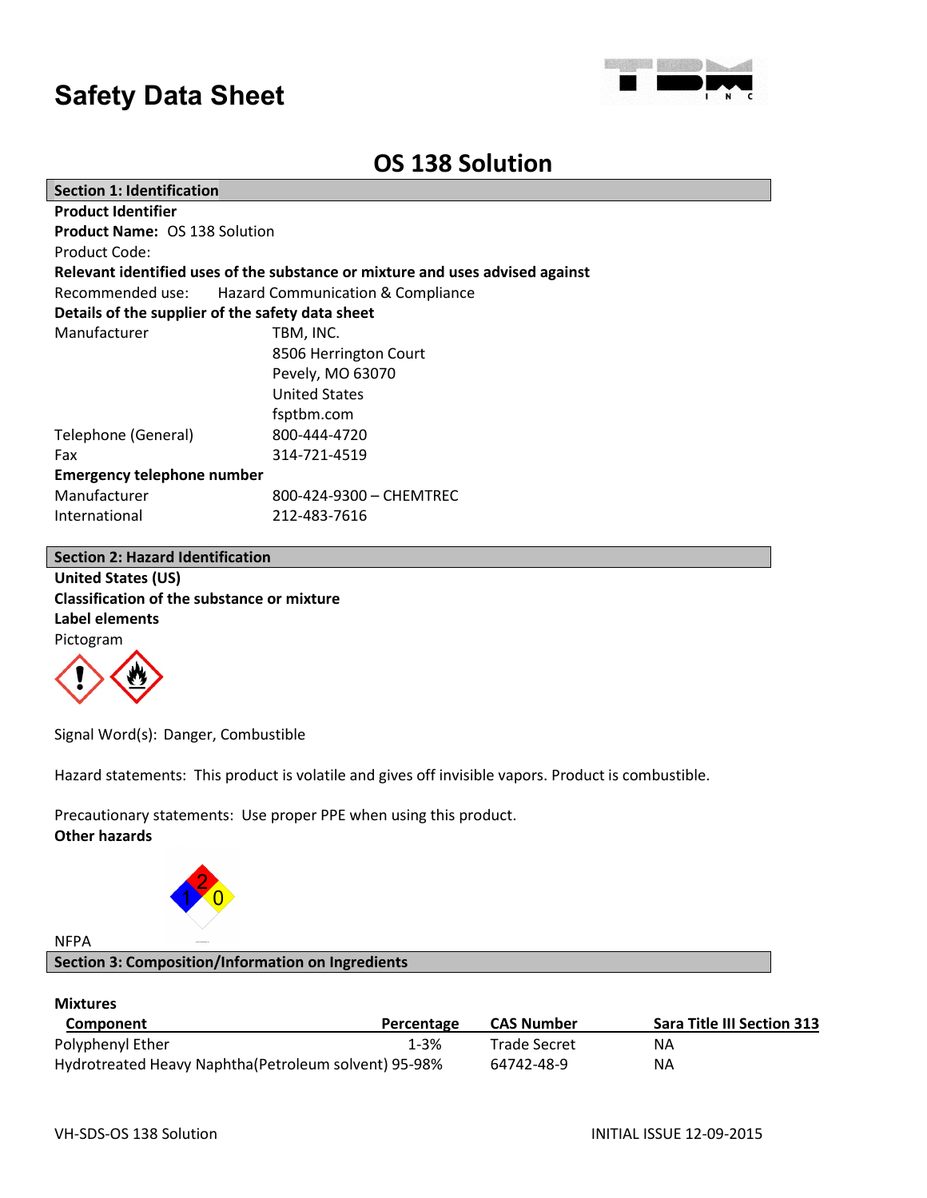# Safety Data Sheet

## OS 138 Solution

### Section 1: Identification

**Product Identifier**

**Product Name:** OS 138 Solution

Product Code:

**Relevant identified uses of the substance or mixture and uses advised against**

Recommended use: Hazard Communication & Compliance

**Details of the supplier of the safety data sheet**

| | |
|---|---|
| Manufacturer | TBM, INC.<br>8506 Herrington Court<br>Pevely, MO 63070<br>United States<br>fsptbm.com |
| Telephone (General) | 800-444-4720 |
| Fax | 314-721-4519 |

**Emergency telephone number**

| | |
|---|---|
| Manufacturer | 800-424-9300 – CHEMTREC |
| International | 212-483-7616 |

### Section 2: Hazard Identification

**United States (US)**

**Classification of the substance or mixture**

**Label elements**

Pictogram

Signal Word(s): Danger, Combustible

Hazard statements: This product is volatile and gives off invisible vapors. Product is combustible.

Precautionary statements: Use proper PPE when using this product.

**Other hazards**

NFPA

### Section 3: Composition/Information on Ingredients

**Mixtures**

| Component | Percentage | CAS Number | Sara Title III Section 313 |
|---|---|---|---|
| Polyphenyl Ether | 1-3% | Trade Secret | NA |
| Hydrotreated Heavy Naphtha(Petroleum solvent) | 95-98% | 64742-48-9 | NA |

VH-SDS-OS 138 Solution INITIAL ISSUE 12-09-2015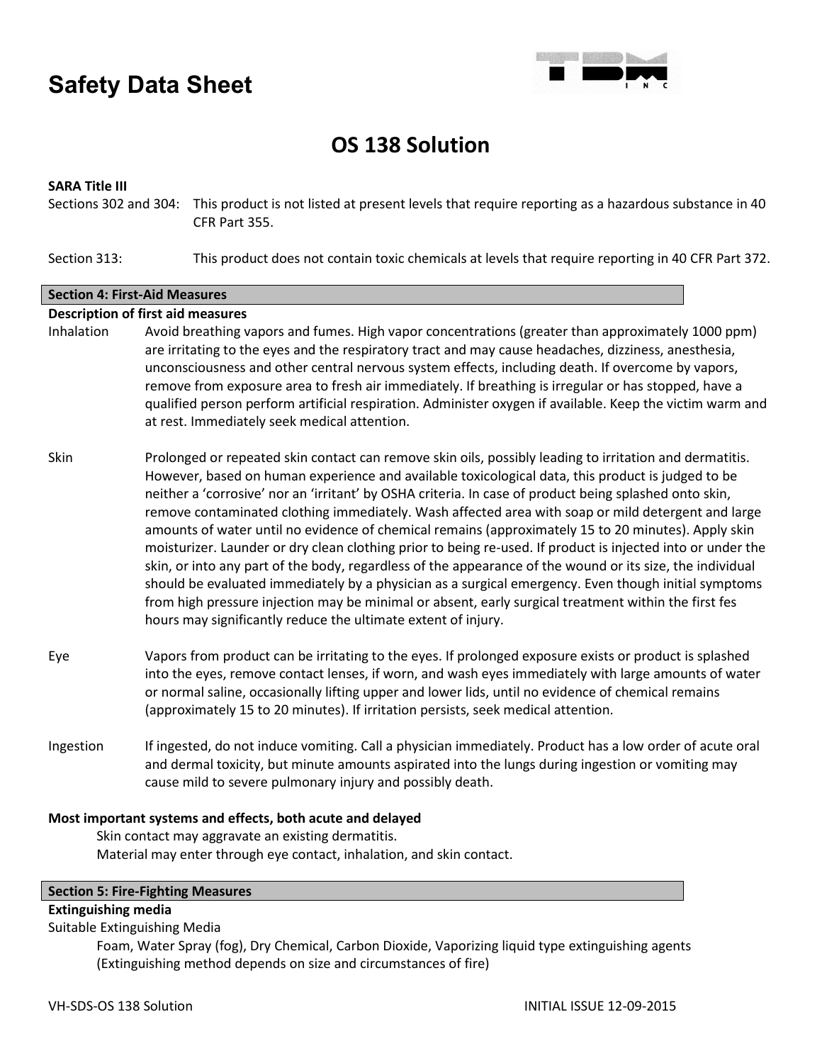# Safety Data Sheet

## OS 138 Solution

**SARA Title III**

Sections 302 and 304: This product is not listed at present levels that require reporting as a hazardous substance in 40 CFR Part 355.

Section 313: This product does not contain toxic chemicals at levels that require reporting in 40 CFR Part 372.

### Section 4: First-Aid Measures

**Description of first aid measures**

Inhalation: Avoid breathing vapors and fumes. High vapor concentrations (greater than approximately 1000 ppm) are irritating to the eyes and the respiratory tract and may cause headaches, dizziness, anesthesia, unconsciousness and other central nervous system effects, including death. If overcome by vapors, remove from exposure area to fresh air immediately. If breathing is irregular or has stopped, have a qualified person perform artificial respiration. Administer oxygen if available. Keep the victim warm and at rest. Immediately seek medical attention.

Skin: Prolonged or repeated skin contact can remove skin oils, possibly leading to irritation and dermatitis. However, based on human experience and available toxicological data, this product is judged to be neither a 'corrosive' nor an 'irritant' by OSHA criteria. In case of product being splashed onto skin, remove contaminated clothing immediately. Wash affected area with soap or mild detergent and large amounts of water until no evidence of chemical remains (approximately 15 to 20 minutes). Apply skin moisturizer. Launder or dry clean clothing prior to being re-used. If product is injected into or under the skin, or into any part of the body, regardless of the appearance of the wound or its size, the individual should be evaluated immediately by a physician as a surgical emergency. Even though initial symptoms from high pressure injection may be minimal or absent, early surgical treatment within the first fes hours may significantly reduce the ultimate extent of injury.

Eye: Vapors from product can be irritating to the eyes. If prolonged exposure exists or product is splashed into the eyes, remove contact lenses, if worn, and wash eyes immediately with large amounts of water or normal saline, occasionally lifting upper and lower lids, until no evidence of chemical remains (approximately 15 to 20 minutes). If irritation persists, seek medical attention.

Ingestion: If ingested, do not induce vomiting. Call a physician immediately. Product has a low order of acute oral and dermal toxicity, but minute amounts aspirated into the lungs during ingestion or vomiting may cause mild to severe pulmonary injury and possibly death.

**Most important systems and effects, both acute and delayed**

Skin contact may aggravate an existing dermatitis.
Material may enter through eye contact, inhalation, and skin contact.

### Section 5: Fire-Fighting Measures

**Extinguishing media**

Suitable Extinguishing Media

Foam, Water Spray (fog), Dry Chemical, Carbon Dioxide, Vaporizing liquid type extinguishing agents (Extinguishing method depends on size and circumstances of fire)

VH-SDS-OS 138 Solution INITIAL ISSUE 12-09-2015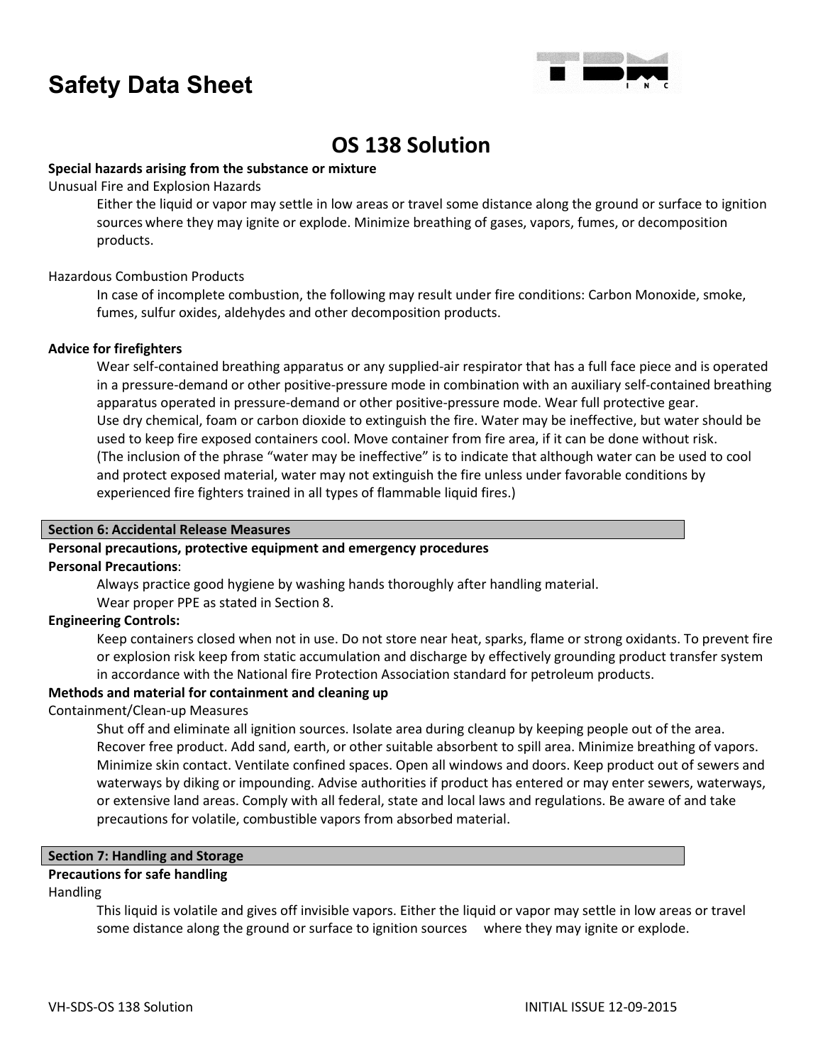# Safety Data Sheet

## OS 138 Solution

**Special hazards arising from the substance or mixture**

Unusual Fire and Explosion Hazards

Either the liquid or vapor may settle in low areas or travel some distance along the ground or surface to ignition sources where they may ignite or explode. Minimize breathing of gases, vapors, fumes, or decomposition products.

Hazardous Combustion Products

In case of incomplete combustion, the following may result under fire conditions: Carbon Monoxide, smoke, fumes, sulfur oxides, aldehydes and other decomposition products.

**Advice for firefighters**

Wear self-contained breathing apparatus or any supplied-air respirator that has a full face piece and is operated in a pressure-demand or other positive-pressure mode in combination with an auxiliary self-contained breathing apparatus operated in pressure-demand or other positive-pressure mode. Wear full protective gear.
Use dry chemical, foam or carbon dioxide to extinguish the fire. Water may be ineffective, but water should be used to keep fire exposed containers cool. Move container from fire area, if it can be done without risk.
(The inclusion of the phrase "water may be ineffective" is to indicate that although water can be used to cool and protect exposed material, water may not extinguish the fire unless under favorable conditions by experienced fire fighters trained in all types of flammable liquid fires.)

### Section 6: Accidental Release Measures

**Personal precautions, protective equipment and emergency procedures**

**Personal Precautions**:

Always practice good hygiene by washing hands thoroughly after handling material.
Wear proper PPE as stated in Section 8.

**Engineering Controls:**

Keep containers closed when not in use. Do not store near heat, sparks, flame or strong oxidants. To prevent fire or explosion risk keep from static accumulation and discharge by effectively grounding product transfer system in accordance with the National fire Protection Association standard for petroleum products.

**Methods and material for containment and cleaning up**

Containment/Clean-up Measures

Shut off and eliminate all ignition sources. Isolate area during cleanup by keeping people out of the area. Recover free product. Add sand, earth, or other suitable absorbent to spill area. Minimize breathing of vapors. Minimize skin contact. Ventilate confined spaces. Open all windows and doors. Keep product out of sewers and waterways by diking or impounding. Advise authorities if product has entered or may enter sewers, waterways, or extensive land areas. Comply with all federal, state and local laws and regulations. Be aware of and take precautions for volatile, combustible vapors from absorbed material.

### Section 7: Handling and Storage

**Precautions for safe handling**

Handling

This liquid is volatile and gives off invisible vapors. Either the liquid or vapor may settle in low areas or travel some distance along the ground or surface to ignition sources where they may ignite or explode.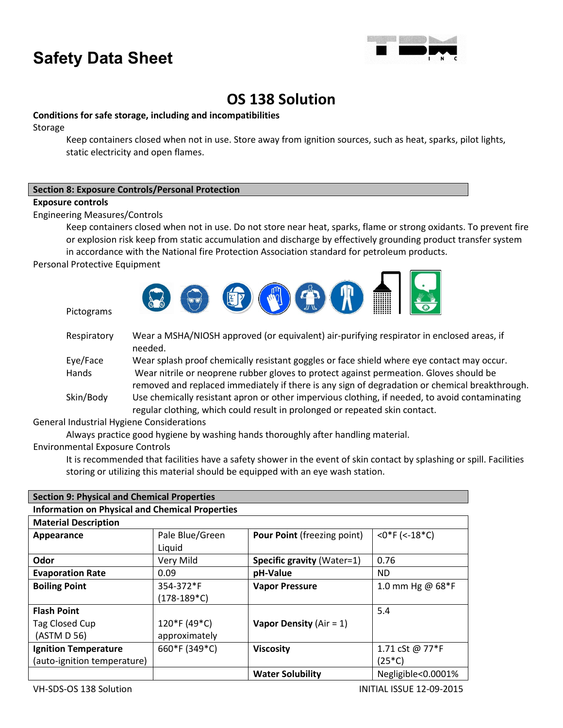# Safety Data Sheet

## OS 138 Solution

**Conditions for safe storage, including and incompatibilities**

Storage

Keep containers closed when not in use. Store away from ignition sources, such as heat, sparks, pilot lights, static electricity and open flames.

### Section 8: Exposure Controls/Personal Protection

**Exposure controls**

Engineering Measures/Controls

Keep containers closed when not in use. Do not store near heat, sparks, flame or strong oxidants. To prevent fire or explosion risk keep from static accumulation and discharge by effectively grounding product transfer system in accordance with the National fire Protection Association standard for petroleum products.

Personal Protective Equipment

Pictograms

| | |
|---|---|
| Respiratory | Wear a MSHA/NIOSH approved (or equivalent) air-purifying respirator in enclosed areas, if needed. |
| Eye/Face | Wear splash proof chemically resistant goggles or face shield where eye contact may occur. |
| Hands | Wear nitrile or neoprene rubber gloves to protect against permeation. Gloves should be removed and replaced immediately if there is any sign of degradation or chemical breakthrough. |
| Skin/Body | Use chemically resistant apron or other impervious clothing, if needed, to avoid contaminating regular clothing, which could result in prolonged or repeated skin contact. |

General Industrial Hygiene Considerations

Always practice good hygiene by washing hands thoroughly after handling material.

Environmental Exposure Controls

It is recommended that facilities have a safety shower in the event of skin contact by splashing or spill. Facilities storing or utilizing this material should be equipped with an eye wash station.

### Section 9: Physical and Chemical Properties

**Information on Physical and Chemical Properties**

| **Material Description** | | | |
|---|---|---|---|
| **Appearance** | Pale Blue/Green Liquid | **Pour Point** (freezing point) | <0*F (<-18*C) |
| **Odor** | Very Mild | **Specific gravity** (Water=1) | 0.76 |
| **Evaporation Rate** | 0.09 | **pH-Value** | ND |
| **Boiling Point** | 354-372*F (178-189*C) | **Vapor Pressure** | 1.0 mm Hg @ 68*F |
| **Flash Point** Tag Closed Cup (ASTM D 56) | 120*F (49*C) approximately | **Vapor Density** (Air = 1) | 5.4 |
| **Ignition Temperature** (auto-ignition temperature) | 660*F (349*C) | **Viscosity** | 1.71 cSt @ 77*F (25*C) |
| | | **Water Solubility** | Negligible<0.0001% |

VH-SDS-OS 138 Solution INITIAL ISSUE 12-09-2015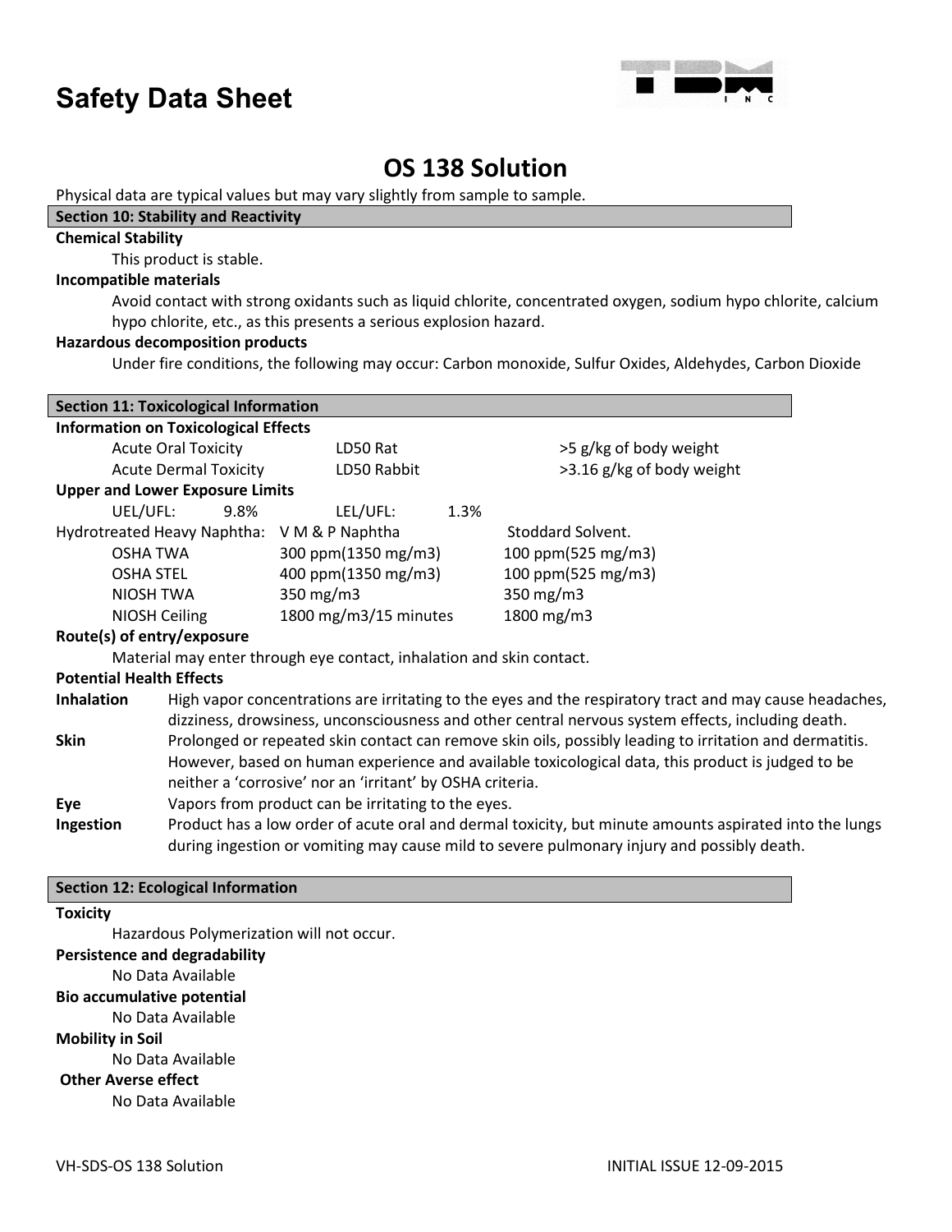# Safety Data Sheet

## OS 138 Solution

Physical data are typical values but may vary slightly from sample to sample.

### Section 10: Stability and Reactivity

**Chemical Stability**

This product is stable.

**Incompatible materials**

Avoid contact with strong oxidants such as liquid chlorite, concentrated oxygen, sodium hypo chlorite, calcium hypo chlorite, etc., as this presents a serious explosion hazard.

**Hazardous decomposition products**

Under fire conditions, the following may occur: Carbon monoxide, Sulfur Oxides, Aldehydes, Carbon Dioxide

### Section 11: Toxicological Information

**Information on Toxicological Effects**

| | | |
|---|---|---|
| Acute Oral Toxicity | LD50 Rat | >5 g/kg of body weight |
| Acute Dermal Toxicity | LD50 Rabbit | >3.16 g/kg of body weight |

**Upper and Lower Exposure Limits**

UEL/UFL: 9.8% LEL/UFL: 1.3%

| Hydrotreated Heavy Naphtha: | V M & P Naphtha | Stoddard Solvent. |
|---|---|---|
| OSHA TWA | 300 ppm(1350 mg/m3) | 100 ppm(525 mg/m3) |
| OSHA STEL | 400 ppm(1350 mg/m3) | 100 ppm(525 mg/m3) |
| NIOSH TWA | 350 mg/m3 | 350 mg/m3 |
| NIOSH Ceiling | 1800 mg/m3/15 minutes | 1800 mg/m3 |

**Route(s) of entry/exposure**

Material may enter through eye contact, inhalation and skin contact.

**Potential Health Effects**

**Inhalation** High vapor concentrations are irritating to the eyes and the respiratory tract and may cause headaches, dizziness, drowsiness, unconsciousness and other central nervous system effects, including death.

**Skin** Prolonged or repeated skin contact can remove skin oils, possibly leading to irritation and dermatitis. However, based on human experience and available toxicological data, this product is judged to be neither a 'corrosive' nor an 'irritant' by OSHA criteria.

**Eye** Vapors from product can be irritating to the eyes.

**Ingestion** Product has a low order of acute oral and dermal toxicity, but minute amounts aspirated into the lungs during ingestion or vomiting may cause mild to severe pulmonary injury and possibly death.

### Section 12: Ecological Information

**Toxicity**

Hazardous Polymerization will not occur.

**Persistence and degradability**

No Data Available

**Bio accumulative potential**

No Data Available

**Mobility in Soil**

No Data Available

**Other Averse effect**

No Data Available

VH-SDS-OS 138 Solution INITIAL ISSUE 12-09-2015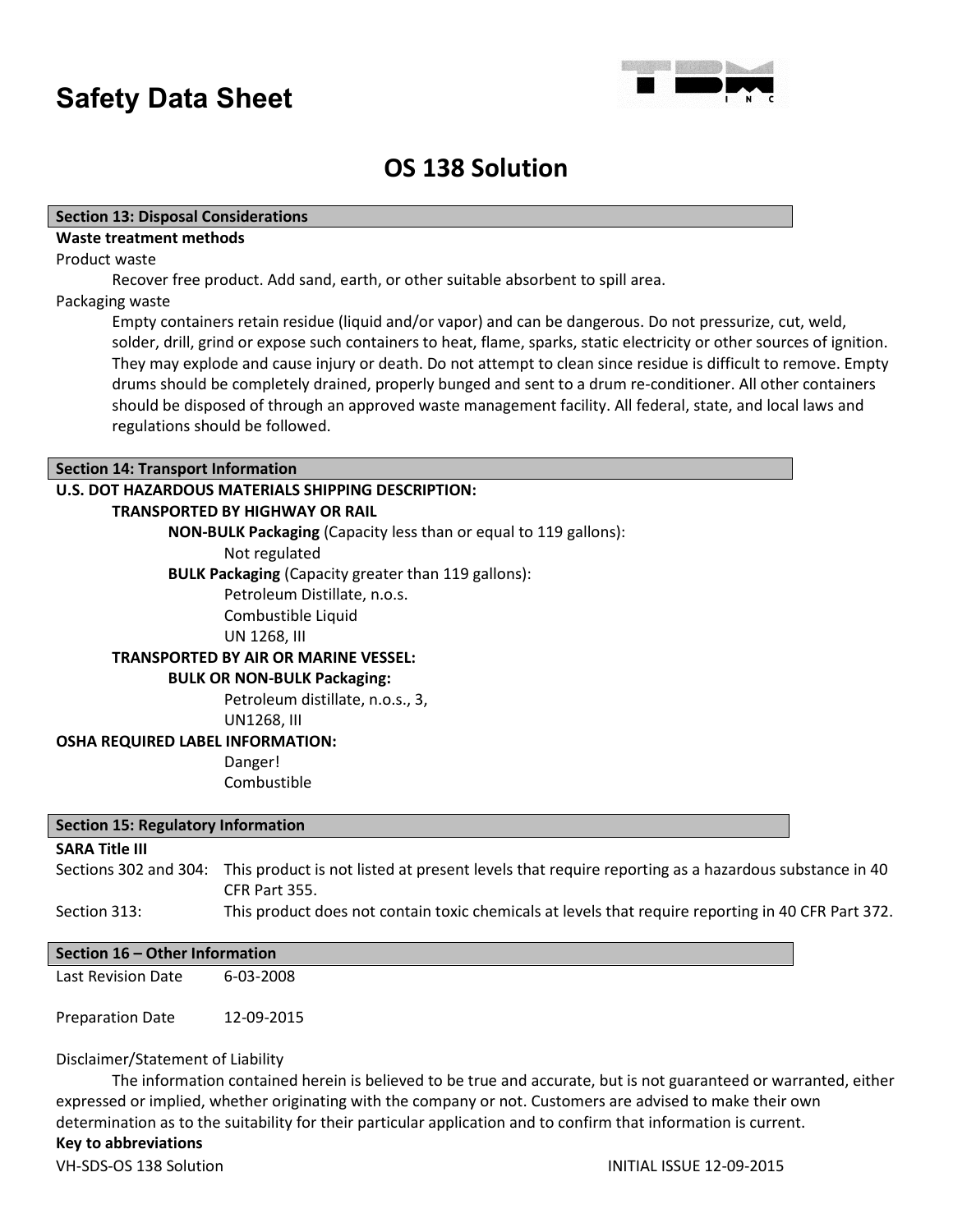# Safety Data Sheet

## OS 138 Solution

### Section 13: Disposal Considerations

**Waste treatment methods**

Product waste

Recover free product. Add sand, earth, or other suitable absorbent to spill area.

Packaging waste

Empty containers retain residue (liquid and/or vapor) and can be dangerous. Do not pressurize, cut, weld, solder, drill, grind or expose such containers to heat, flame, sparks, static electricity or other sources of ignition. They may explode and cause injury or death. Do not attempt to clean since residue is difficult to remove. Empty drums should be completely drained, properly bunged and sent to a drum re-conditioner. All other containers should be disposed of through an approved waste management facility. All federal, state, and local laws and regulations should be followed.

### Section 14: Transport Information

**U.S. DOT HAZARDOUS MATERIALS SHIPPING DESCRIPTION:**

**TRANSPORTED BY HIGHWAY OR RAIL**

**NON-BULK Packaging** (Capacity less than or equal to 119 gallons):

Not regulated

**BULK Packaging** (Capacity greater than 119 gallons):

Petroleum Distillate, n.o.s.
Combustible Liquid
UN 1268, III

**TRANSPORTED BY AIR OR MARINE VESSEL:**

**BULK OR NON-BULK Packaging:**

Petroleum distillate, n.o.s., 3,
UN1268, III

**OSHA REQUIRED LABEL INFORMATION:**

Danger!
Combustible

### Section 15: Regulatory Information

**SARA Title III**

| | |
|---|---|
| Sections 302 and 304: | This product is not listed at present levels that require reporting as a hazardous substance in 40 CFR Part 355. |
| Section 313: | This product does not contain toxic chemicals at levels that require reporting in 40 CFR Part 372. |

### Section 16 – Other Information

| | |
|---|---|
| Last Revision Date | 6-03-2008 |
| Preparation Date | 12-09-2015 |

Disclaimer/Statement of Liability

The information contained herein is believed to be true and accurate, but is not guaranteed or warranted, either expressed or implied, whether originating with the company or not. Customers are advised to make their own determination as to the suitability for their particular application and to confirm that information is current.

**Key to abbreviations**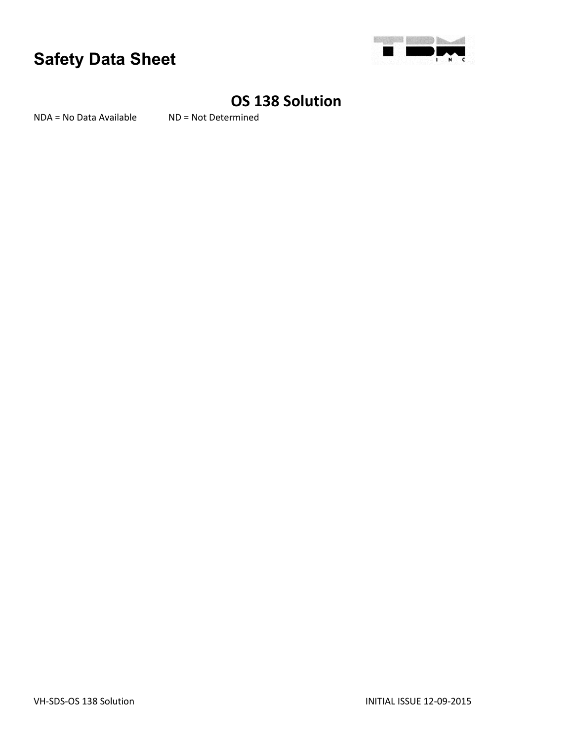# Safety Data Sheet

## OS 138 Solution

NDA = No Data Available ND = Not Determined